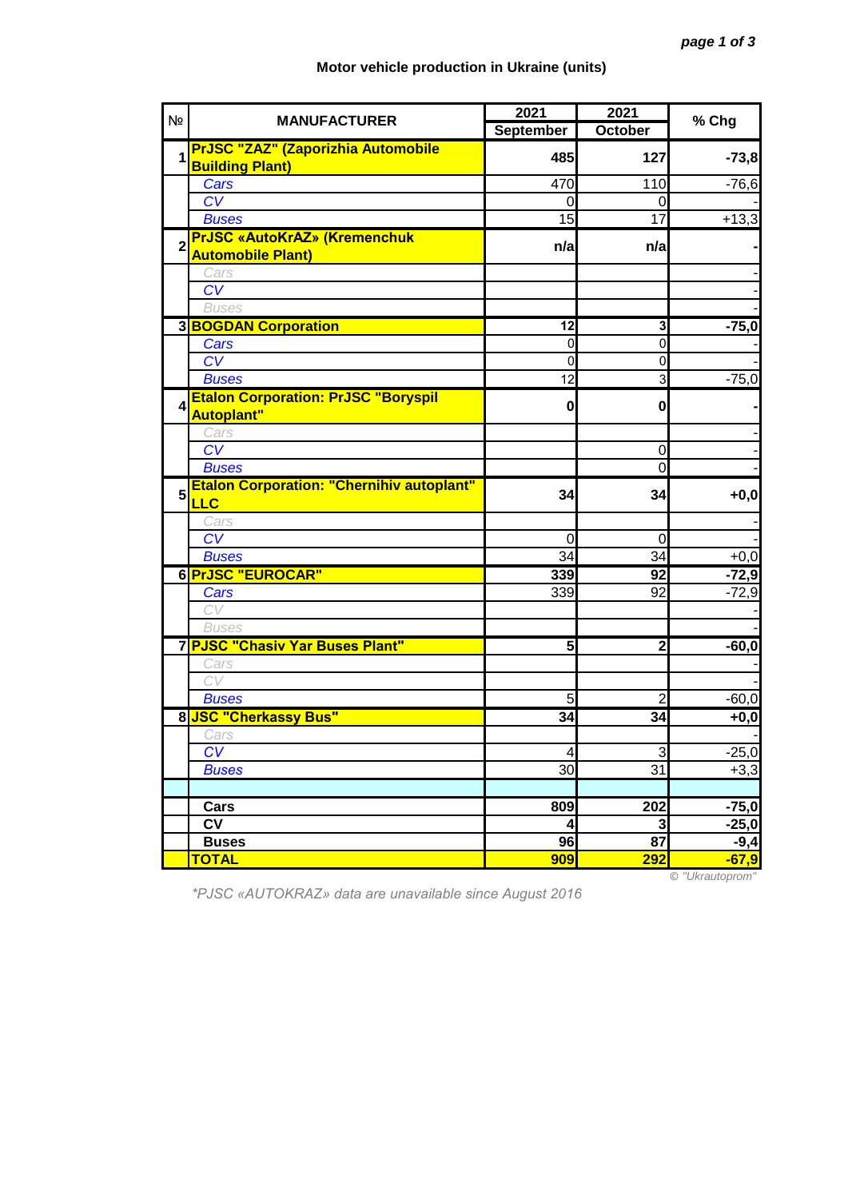# Motor vehicle production in Ukraine (units)

| № | MANUFACTURER | 2021 September | 2021 October | % Chg |
|---|---|---|---|---|
| 1 | **PrJSC "ZAZ" (Zaporizhia Automobile Building Plant)** | **485** | **127** | **-73,8** |
| | *Cars* | 470 | 110 | -76,6 |
| | *CV* | 0 | 0 | - |
| | *Buses* | 15 | 17 | +13,3 |
| 2 | **PrJSC «AutoKrAZ» (Kremenchuk Automobile Plant)** | **n/a** | **n/a** | **-** |
| | *Cars* | | | - |
| | *CV* | | | - |
| | *Buses* | | | - |
| 3 | **BOGDAN Corporation** | **12** | **3** | **-75,0** |
| | *Cars* | 0 | 0 | - |
| | *CV* | 0 | 0 | - |
| | *Buses* | 12 | 3 | -75,0 |
| 4 | **Etalon Corporation: PrJSC "Boryspil Autoplant"** | **0** | **0** | **-** |
| | *Cars* | | | - |
| | *CV* | | 0 | - |
| | *Buses* | | 0 | - |
| 5 | **Etalon Corporation: "Chernihiv autoplant" LLC** | **34** | **34** | **+0,0** |
| | *Cars* | | | - |
| | *CV* | 0 | 0 | - |
| | *Buses* | 34 | 34 | +0,0 |
| 6 | **PrJSC "EUROCAR"** | **339** | **92** | **-72,9** |
| | *Cars* | 339 | 92 | -72,9 |
| | *CV* | | | - |
| | *Buses* | | | - |
| 7 | **PJSC "Chasiv Yar Buses Plant"** | **5** | **2** | **-60,0** |
| | *Cars* | | | - |
| | *CV* | | | - |
| | *Buses* | 5 | 2 | -60,0 |
| 8 | **JSC "Cherkassy Bus"** | **34** | **34** | **+0,0** |
| | *Cars* | | | - |
| | *CV* | 4 | 3 | -25,0 |
| | *Buses* | 30 | 31 | +3,3 |
| | | | | |
| | **Cars** | **809** | **202** | **-75,0** |
| | **CV** | **4** | **3** | **-25,0** |
| | **Buses** | **96** | **87** | **-9,4** |
| | **TOTAL** | **909** | **292** | **-67,9** |

© "Ukrautoprom"

*PJSC «AUTOKRAZ» data are unavailable since August 2016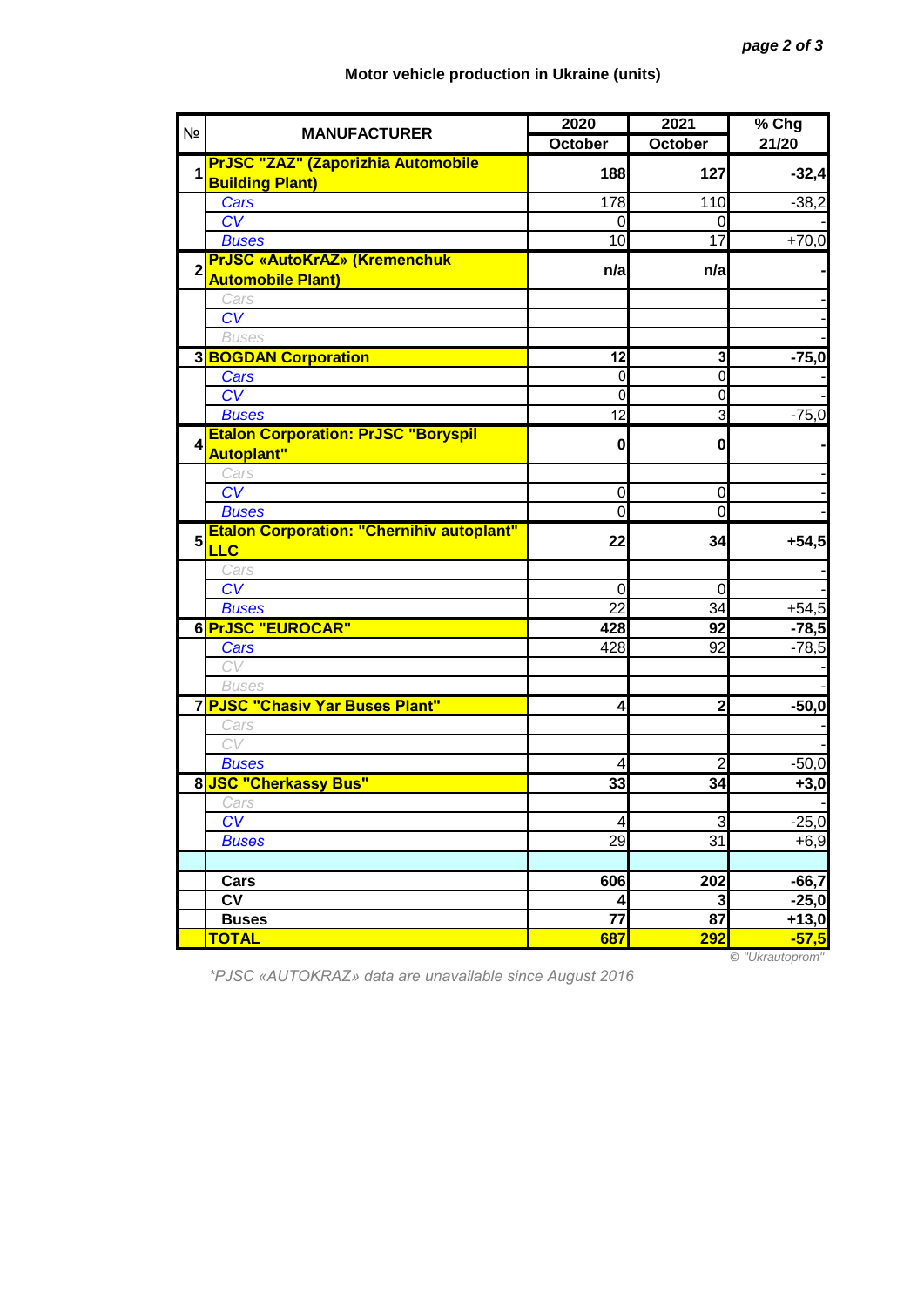## Motor vehicle production in Ukraine (units)

| № | MANUFACTURER | 2020 October | 2021 October | % Chg 21/20 |
|---|---|---|---|---|
| 1 | **PrJSC "ZAZ" (Zaporizhia Automobile Building Plant)** | **188** | **127** | **-32,4** |
| | *Cars* | 178 | 110 | -38,2 |
| | *CV* | 0 | 0 | - |
| | *Buses* | 10 | 17 | +70,0 |
| 2 | **PrJSC «AutoKrAZ» (Kremenchuk Automobile Plant)** | **n/a** | **n/a** | **-** |
| | *Cars* | | | - |
| | *CV* | | | - |
| | *Buses* | | | - |
| 3 | **BOGDAN Corporation** | **12** | **3** | **-75,0** |
| | *Cars* | 0 | 0 | - |
| | *CV* | 0 | 0 | - |
| | *Buses* | 12 | 3 | -75,0 |
| 4 | **Etalon Corporation: PrJSC "Boryspil Autoplant"** | **0** | **0** | **-** |
| | *Cars* | | | - |
| | *CV* | 0 | 0 | - |
| | *Buses* | 0 | 0 | - |
| 5 | **Etalon Corporation: "Chernihiv autoplant" LLC** | **22** | **34** | **+54,5** |
| | *Cars* | | | - |
| | *CV* | 0 | 0 | - |
| | *Buses* | 22 | 34 | +54,5 |
| 6 | **PrJSC "EUROCAR"** | **428** | **92** | **-78,5** |
| | *Cars* | 428 | 92 | -78,5 |
| | *CV* | | | - |
| | *Buses* | | | - |
| 7 | **PJSC "Chasiv Yar Buses Plant"** | **4** | **2** | **-50,0** |
| | *Cars* | | | - |
| | *CV* | | | - |
| | *Buses* | 4 | 2 | -50,0 |
| 8 | **JSC "Cherkassy Bus"** | **33** | **34** | **+3,0** |
| | *Cars* | | | - |
| | *CV* | 4 | 3 | -25,0 |
| | *Buses* | 29 | 31 | +6,9 |
| | | | | |
| | **Cars** | **606** | **202** | **-66,7** |
| | **CV** | **4** | **3** | **-25,0** |
| | **Buses** | **77** | **87** | **+13,0** |
| | **TOTAL** | **687** | **292** | **-57,5** |

© "Ukrautoprom"

*PJSC «AUTOKRAZ» data are unavailable since August 2016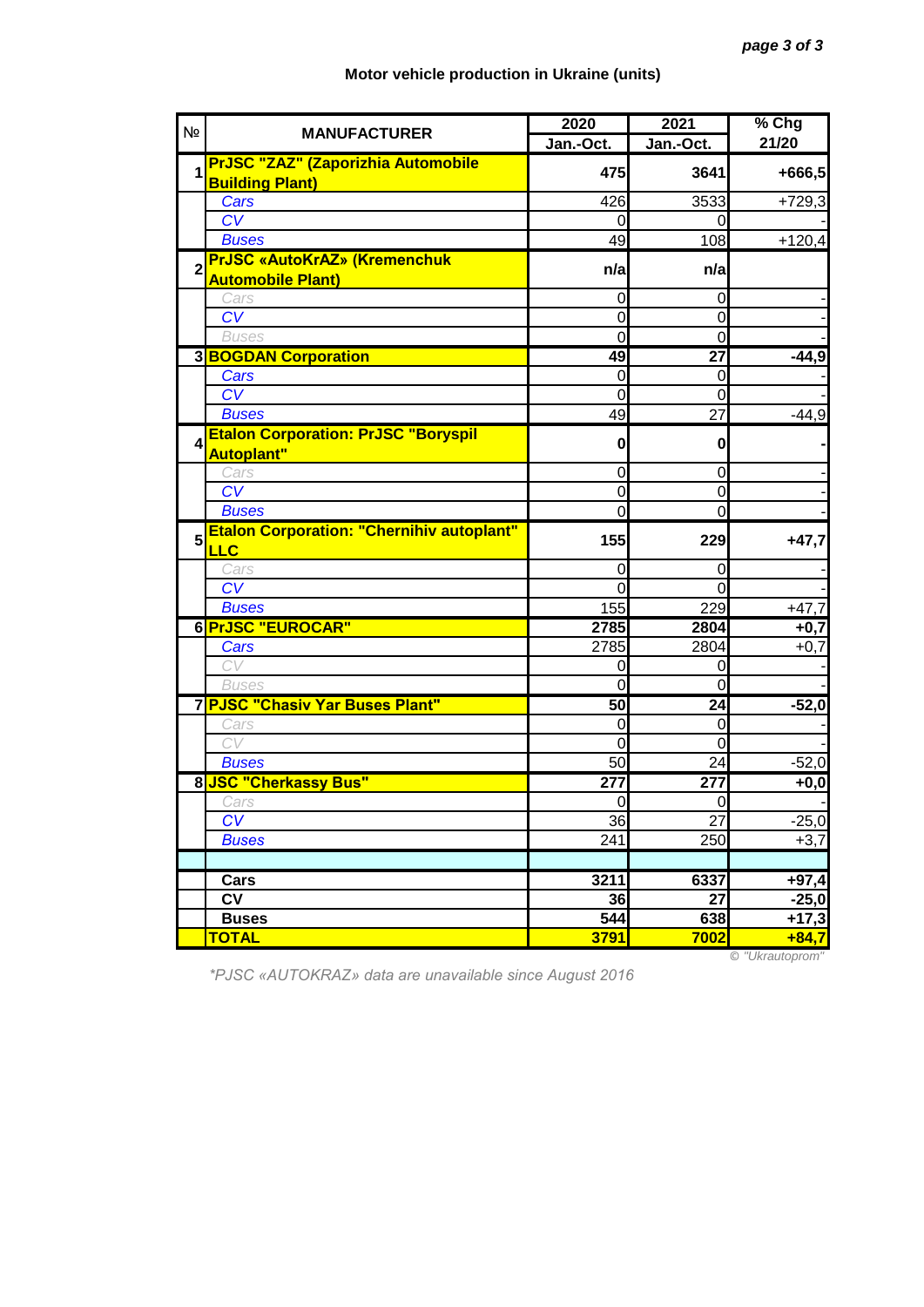**Motor vehicle production in Ukraine (units)**

| № | MANUFACTURER | 2020 Jan.-Oct. | 2021 Jan.-Oct. | % Chg 21/20 |
|---|---|---|---|---|
| 1 | **PrJSC "ZAZ" (Zaporizhia Automobile Building Plant)** | **475** | **3641** | **+666,5** |
| | *Cars* | 426 | 3533 | +729,3 |
| | *CV* | 0 | 0 | - |
| | *Buses* | 49 | 108 | +120,4 |
| 2 | **PrJSC «AutoKrAZ» (Kremenchuk Automobile Plant)** | **n/a** | **n/a** | |
| | *Cars* | 0 | 0 | - |
| | *CV* | 0 | 0 | - |
| | *Buses* | 0 | 0 | - |
| 3 | **BOGDAN Corporation** | **49** | **27** | **-44,9** |
| | *Cars* | 0 | 0 | - |
| | *CV* | 0 | 0 | - |
| | *Buses* | 49 | 27 | -44,9 |
| 4 | **Etalon Corporation: PrJSC "Boryspil Autoplant"** | **0** | **0** | **-** |
| | *Cars* | 0 | 0 | - |
| | *CV* | 0 | 0 | - |
| | *Buses* | 0 | 0 | - |
| 5 | **Etalon Corporation: "Chernihiv autoplant" LLC** | **155** | **229** | **+47,7** |
| | *Cars* | 0 | 0 | - |
| | *CV* | 0 | 0 | - |
| | *Buses* | 155 | 229 | +47,7 |
| 6 | **PrJSC "EUROCAR"** | **2785** | **2804** | **+0,7** |
| | *Cars* | 2785 | 2804 | +0,7 |
| | *CV* | 0 | 0 | - |
| | *Buses* | 0 | 0 | - |
| 7 | **PJSC "Chasiv Yar Buses Plant"** | **50** | **24** | **-52,0** |
| | *Cars* | 0 | 0 | - |
| | *CV* | 0 | 0 | - |
| | *Buses* | 50 | 24 | -52,0 |
| 8 | **JSC "Cherkassy Bus"** | **277** | **277** | **+0,0** |
| | *Cars* | 0 | 0 | - |
| | *CV* | 36 | 27 | -25,0 |
| | *Buses* | 241 | 250 | +3,7 |
| | | | | |
| | **Cars** | **3211** | **6337** | **+97,4** |
| | **CV** | **36** | **27** | **-25,0** |
| | **Buses** | **544** | **638** | **+17,3** |
| | **TOTAL** | **3791** | **7002** | **+84,7** |

*© "Ukrautoprom"*

*\*PJSC «AUTOKRAZ» data are unavailable since August 2016*